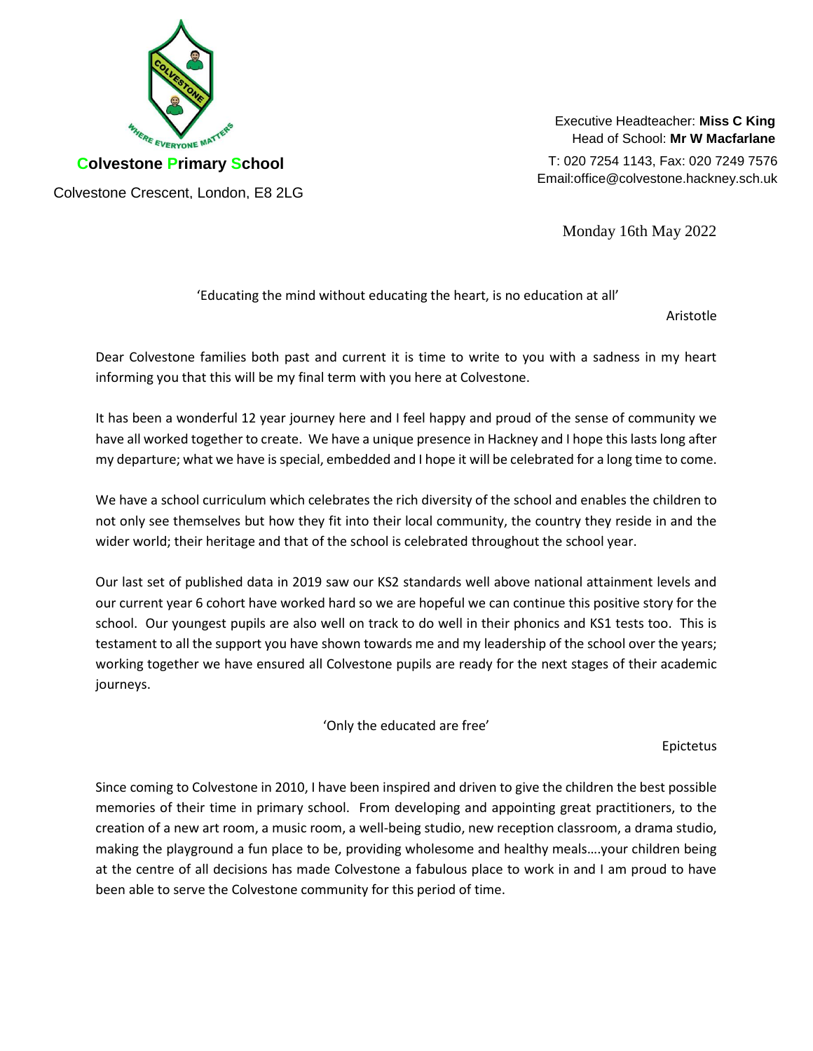**Colvestone Primary School**

Colvestone Crescent, London, E8 2LG

Executive Headteacher: **Miss C King**
Head of School: **Mr W Macfarlane**

T: 020 7254 1143, Fax: 020 7249 7576
Email:office@colvestone.hackney.sch.uk

Monday 16th May 2022

'Educating the mind without educating the heart, is no education at all'

Aristotle

Dear Colvestone families both past and current it is time to write to you with a sadness in my heart informing you that this will be my final term with you here at Colvestone.

It has been a wonderful 12 year journey here and I feel happy and proud of the sense of community we have all worked together to create. We have a unique presence in Hackney and I hope this lasts long after my departure; what we have is special, embedded and I hope it will be celebrated for a long time to come.

We have a school curriculum which celebrates the rich diversity of the school and enables the children to not only see themselves but how they fit into their local community, the country they reside in and the wider world; their heritage and that of the school is celebrated throughout the school year.

Our last set of published data in 2019 saw our KS2 standards well above national attainment levels and our current year 6 cohort have worked hard so we are hopeful we can continue this positive story for the school. Our youngest pupils are also well on track to do well in their phonics and KS1 tests too. This is testament to all the support you have shown towards me and my leadership of the school over the years; working together we have ensured all Colvestone pupils are ready for the next stages of their academic journeys.

'Only the educated are free'

Epictetus

Since coming to Colvestone in 2010, I have been inspired and driven to give the children the best possible memories of their time in primary school. From developing and appointing great practitioners, to the creation of a new art room, a music room, a well-being studio, new reception classroom, a drama studio, making the playground a fun place to be, providing wholesome and healthy meals….your children being at the centre of all decisions has made Colvestone a fabulous place to work in and I am proud to have been able to serve the Colvestone community for this period of time.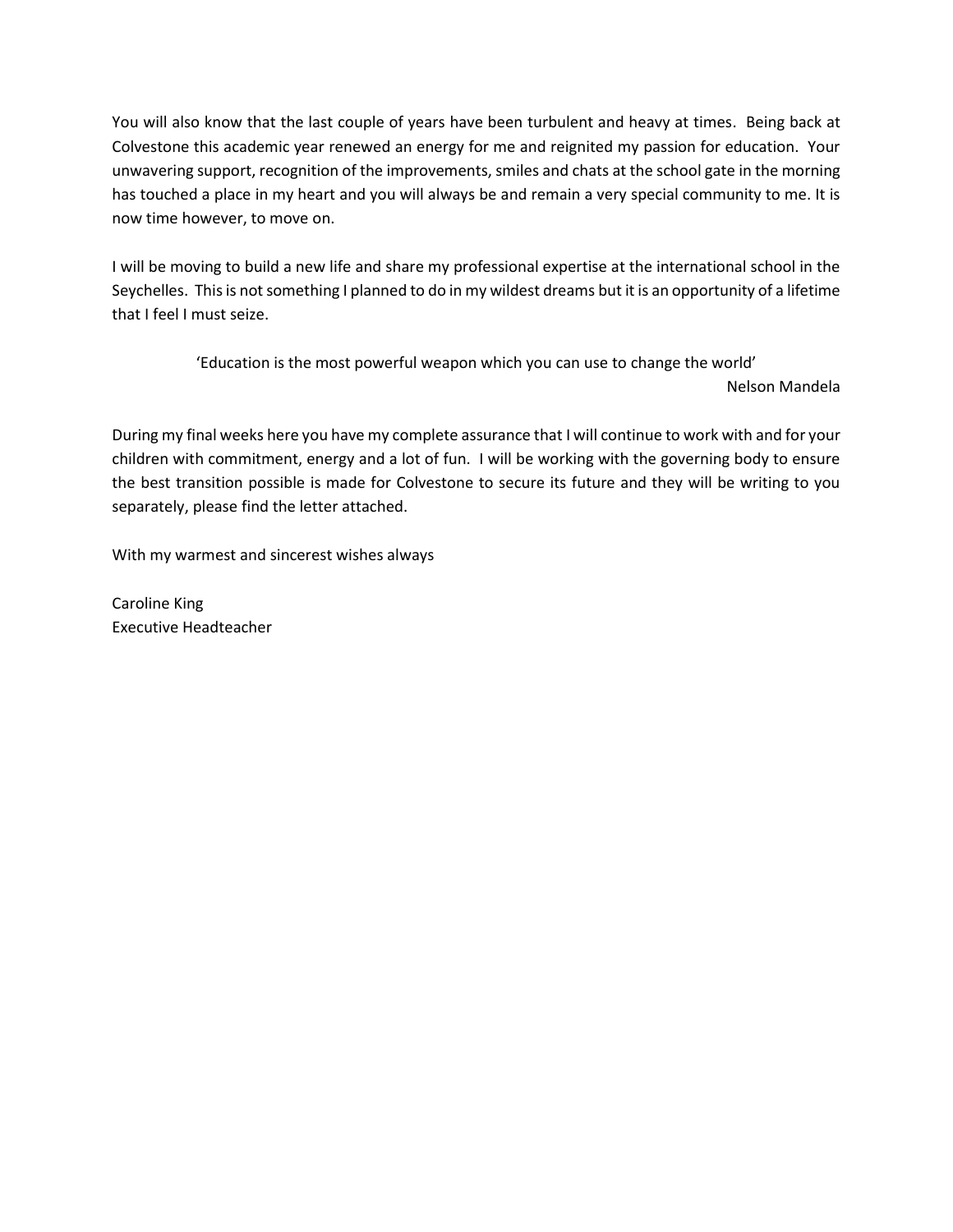You will also know that the last couple of years have been turbulent and heavy at times. Being back at Colvestone this academic year renewed an energy for me and reignited my passion for education. Your unwavering support, recognition of the improvements, smiles and chats at the school gate in the morning has touched a place in my heart and you will always be and remain a very special community to me. It is now time however, to move on.

I will be moving to build a new life and share my professional expertise at the international school in the Seychelles. This is not something I planned to do in my wildest dreams but it is an opportunity of a lifetime that I feel I must seize.

> 'Education is the most powerful weapon which you can use to change the world'
>
> Nelson Mandela

During my final weeks here you have my complete assurance that I will continue to work with and for your children with commitment, energy and a lot of fun. I will be working with the governing body to ensure the best transition possible is made for Colvestone to secure its future and they will be writing to you separately, please find the letter attached.

With my warmest and sincerest wishes always

Caroline King
Executive Headteacher